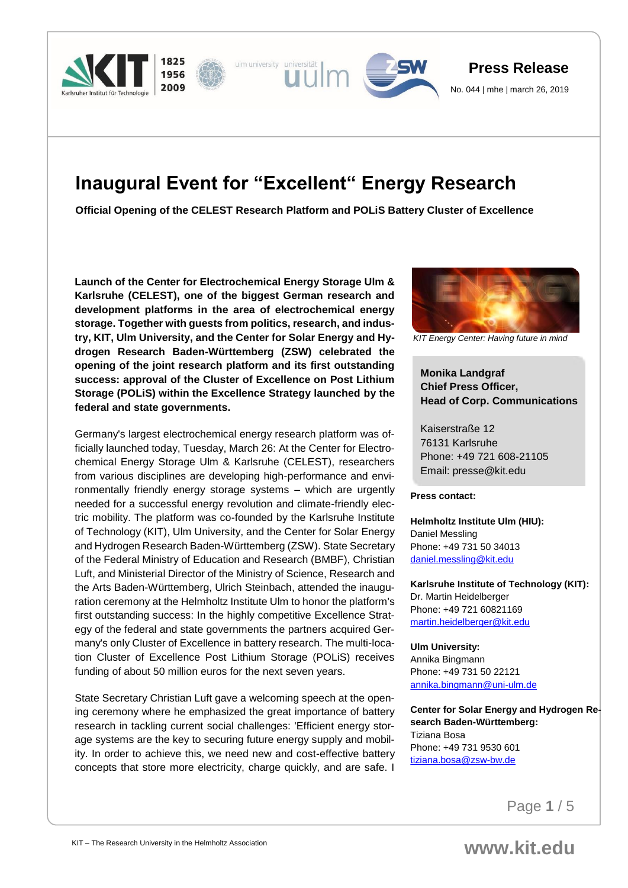Press Release

No. 044 | mhe | march 26, 2019

# Inaugural Event for “Excellent“ Energy Research

**Official Opening of the CELEST Research Platform and POLiS Battery Cluster of Excellence**

**Launch of the Center for Electrochemical Energy Storage Ulm & Karlsruhe (CELEST), one of the biggest German research and development platforms in the area of electrochemical energy storage. Together with guests from politics, research, and industry, KIT, Ulm University, and the Center for Solar Energy and Hydrogen Research Baden-Württemberg (ZSW) celebrated the opening of the joint research platform and its first outstanding success: approval of the Cluster of Excellence on Post Lithium Storage (POLiS) within the Excellence Strategy launched by the federal and state governments.**

Germany's largest electrochemical energy research platform was officially launched today, Tuesday, March 26: At the Center for Electrochemical Energy Storage Ulm & Karlsruhe (CELEST), researchers from various disciplines are developing high-performance and environmentally friendly energy storage systems – which are urgently needed for a successful energy revolution and climate-friendly electric mobility. The platform was co-founded by the Karlsruhe Institute of Technology (KIT), Ulm University, and the Center for Solar Energy and Hydrogen Research Baden-Württemberg (ZSW). State Secretary of the Federal Ministry of Education and Research (BMBF), Christian Luft, and Ministerial Director of the Ministry of Science, Research and the Arts Baden-Württemberg, Ulrich Steinbach, attended the inauguration ceremony at the Helmholtz Institute Ulm to honor the platform's first outstanding success: In the highly competitive Excellence Strategy of the federal and state governments the partners acquired Germany's only Cluster of Excellence in battery research. The multi-location Cluster of Excellence Post Lithium Storage (POLiS) receives funding of about 50 million euros for the next seven years.

State Secretary Christian Luft gave a welcoming speech at the opening ceremony where he emphasized the great importance of battery research in tackling current social challenges: 'Efficient energy storage systems are the key to securing future energy supply and mobility. In order to achieve this, we need new and cost-effective battery concepts that store more electricity, charge quickly, and are safe. I

*KIT Energy Center: Having future in mind*

**Monika Landgraf**
**Chief Press Officer,**
**Head of Corp. Communications**

Kaiserstraße 12
76131 Karlsruhe
Phone: +49 721 608-21105
Email: presse@kit.edu

**Press contact:**

**Helmholtz Institute Ulm (HIU):**
Daniel Messling
Phone: +49 731 50 34013
daniel.messling@kit.edu

**Karlsruhe Institute of Technology (KIT):**
Dr. Martin Heidelberger
Phone: +49 721 60821169
martin.heidelberger@kit.edu

**Ulm University:**
Annika Bingmann
Phone: +49 731 50 22121
annika.bingmann@uni-ulm.de

**Center for Solar Energy and Hydrogen Research Baden-Württemberg:**
Tiziana Bosa
Phone: +49 731 9530 601
tiziana.bosa@zsw-bw.de

KIT – The Research University in the Helmholtz Association

www.kit.edu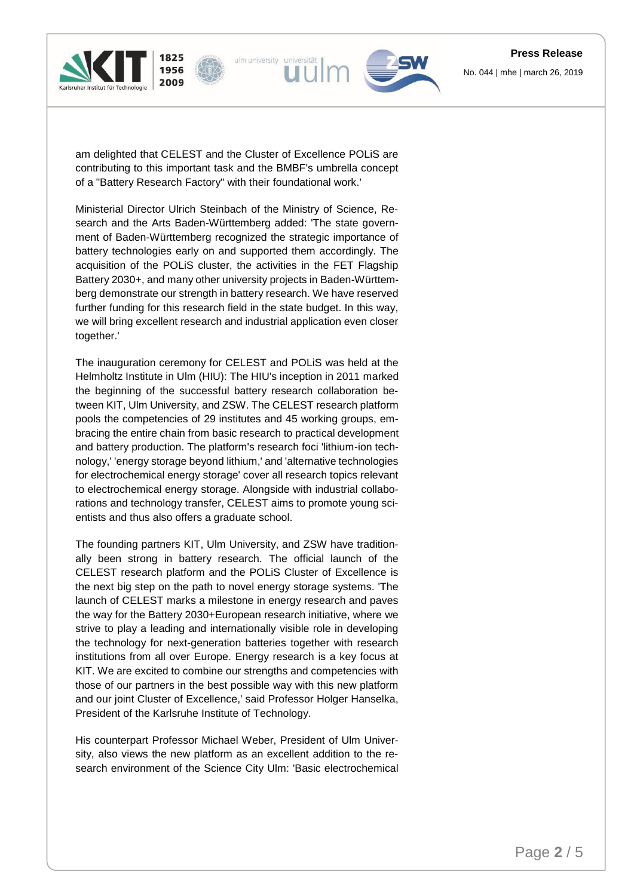am delighted that CELEST and the Cluster of Excellence POLiS are contributing to this important task and the BMBF's umbrella concept of a "Battery Research Factory" with their foundational work.'

Ministerial Director Ulrich Steinbach of the Ministry of Science, Research and the Arts Baden-Württemberg added: 'The state government of Baden-Württemberg recognized the strategic importance of battery technologies early on and supported them accordingly. The acquisition of the POLiS cluster, the activities in the FET Flagship Battery 2030+, and many other university projects in Baden-Württemberg demonstrate our strength in battery research. We have reserved further funding for this research field in the state budget. In this way, we will bring excellent research and industrial application even closer together.'

The inauguration ceremony for CELEST and POLiS was held at the Helmholtz Institute in Ulm (HIU): The HIU's inception in 2011 marked the beginning of the successful battery research collaboration between KIT, Ulm University, and ZSW. The CELEST research platform pools the competencies of 29 institutes and 45 working groups, embracing the entire chain from basic research to practical development and battery production. The platform's research foci 'lithium-ion technology,' 'energy storage beyond lithium,' and 'alternative technologies for electrochemical energy storage' cover all research topics relevant to electrochemical energy storage. Alongside with industrial collaborations and technology transfer, CELEST aims to promote young scientists and thus also offers a graduate school.

The founding partners KIT, Ulm University, and ZSW have traditionally been strong in battery research. The official launch of the CELEST research platform and the POLiS Cluster of Excellence is the next big step on the path to novel energy storage systems. 'The launch of CELEST marks a milestone in energy research and paves the way for the Battery 2030+European research initiative, where we strive to play a leading and internationally visible role in developing the technology for next-generation batteries together with research institutions from all over Europe. Energy research is a key focus at KIT. We are excited to combine our strengths and competencies with those of our partners in the best possible way with this new platform and our joint Cluster of Excellence,' said Professor Holger Hanselka, President of the Karlsruhe Institute of Technology.

His counterpart Professor Michael Weber, President of Ulm University, also views the new platform as an excellent addition to the research environment of the Science City Ulm: 'Basic electrochemical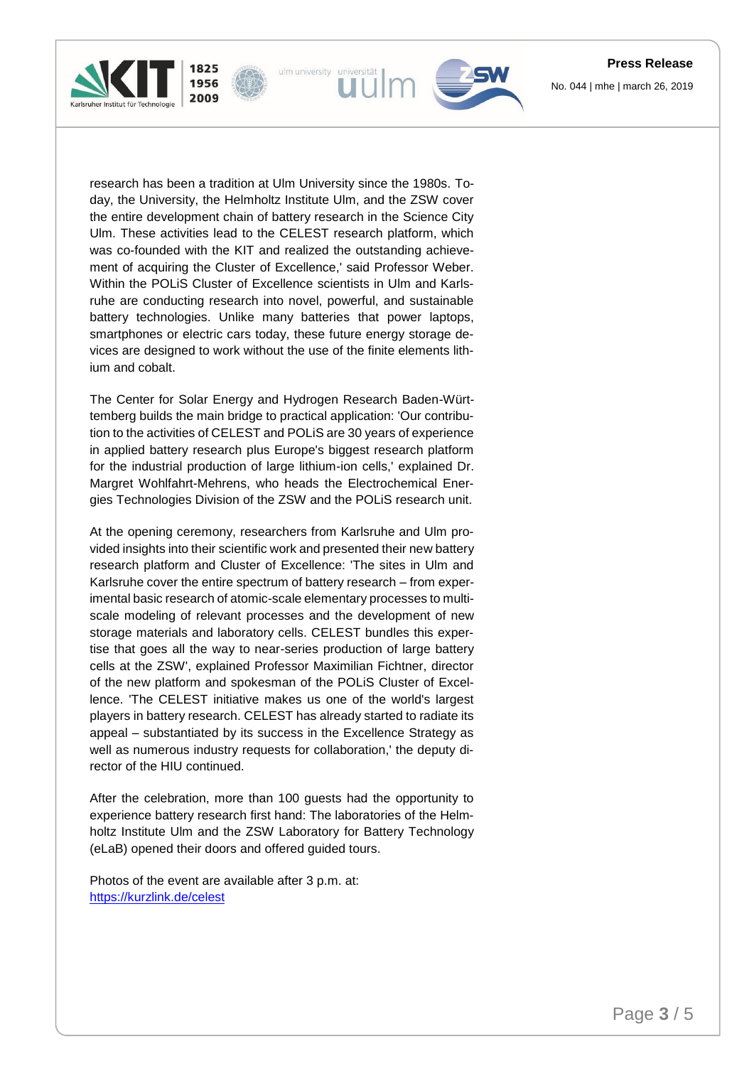research has been a tradition at Ulm University since the 1980s. Today, the University, the Helmholtz Institute Ulm, and the ZSW cover the entire development chain of battery research in the Science City Ulm. These activities lead to the CELEST research platform, which was co-founded with the KIT and realized the outstanding achievement of acquiring the Cluster of Excellence,' said Professor Weber. Within the POLiS Cluster of Excellence scientists in Ulm and Karlsruhe are conducting research into novel, powerful, and sustainable battery technologies. Unlike many batteries that power laptops, smartphones or electric cars today, these future energy storage devices are designed to work without the use of the finite elements lithium and cobalt.

The Center for Solar Energy and Hydrogen Research Baden-Württemberg builds the main bridge to practical application: 'Our contribution to the activities of CELEST and POLiS are 30 years of experience in applied battery research plus Europe's biggest research platform for the industrial production of large lithium-ion cells,' explained Dr. Margret Wohlfahrt-Mehrens, who heads the Electrochemical Energies Technologies Division of the ZSW and the POLiS research unit.

At the opening ceremony, researchers from Karlsruhe and Ulm provided insights into their scientific work and presented their new battery research platform and Cluster of Excellence: 'The sites in Ulm and Karlsruhe cover the entire spectrum of battery research – from experimental basic research of atomic-scale elementary processes to multiscale modeling of relevant processes and the development of new storage materials and laboratory cells. CELEST bundles this expertise that goes all the way to near-series production of large battery cells at the ZSW', explained Professor Maximilian Fichtner, director of the new platform and spokesman of the POLiS Cluster of Excellence. 'The CELEST initiative makes us one of the world's largest players in battery research. CELEST has already started to radiate its appeal – substantiated by its success in the Excellence Strategy as well as numerous industry requests for collaboration,' the deputy director of the HIU continued.

After the celebration, more than 100 guests had the opportunity to experience battery research first hand: The laboratories of the Helmholtz Institute Ulm and the ZSW Laboratory for Battery Technology (eLaB) opened their doors and offered guided tours.

Photos of the event are available after 3 p.m. at:
https://kurzlink.de/celest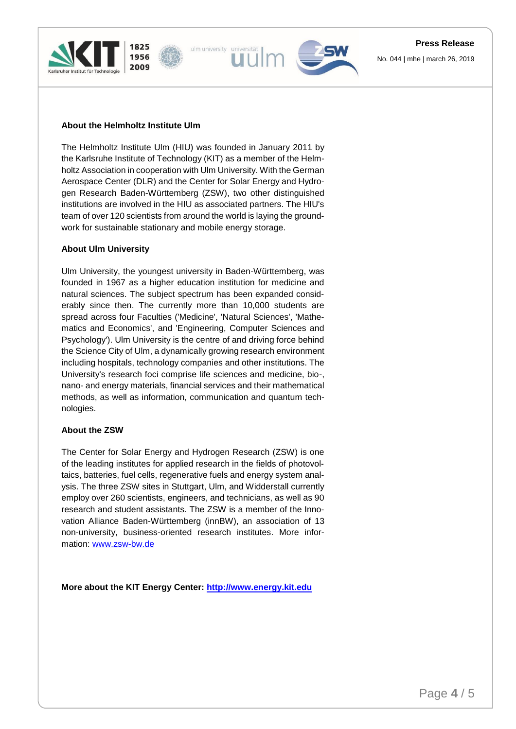**About the Helmholtz Institute Ulm**

The Helmholtz Institute Ulm (HIU) was founded in January 2011 by the Karlsruhe Institute of Technology (KIT) as a member of the Helmholtz Association in cooperation with Ulm University. With the German Aerospace Center (DLR) and the Center for Solar Energy and Hydrogen Research Baden-Württemberg (ZSW), two other distinguished institutions are involved in the HIU as associated partners. The HIU's team of over 120 scientists from around the world is laying the groundwork for sustainable stationary and mobile energy storage.

**About Ulm University**

Ulm University, the youngest university in Baden-Württemberg, was founded in 1967 as a higher education institution for medicine and natural sciences. The subject spectrum has been expanded considerably since then. The currently more than 10,000 students are spread across four Faculties ('Medicine', 'Natural Sciences', 'Mathematics and Economics', and 'Engineering, Computer Sciences and Psychology'). Ulm University is the centre of and driving force behind the Science City of Ulm, a dynamically growing research environment including hospitals, technology companies and other institutions. The University's research foci comprise life sciences and medicine, bio-, nano- and energy materials, financial services and their mathematical methods, as well as information, communication and quantum technologies.

**About the ZSW**

The Center for Solar Energy and Hydrogen Research (ZSW) is one of the leading institutes for applied research in the fields of photovoltaics, batteries, fuel cells, regenerative fuels and energy system analysis. The three ZSW sites in Stuttgart, Ulm, and Widderstall currently employ over 260 scientists, engineers, and technicians, as well as 90 research and student assistants. The ZSW is a member of the Innovation Alliance Baden-Württemberg (innBW), an association of 13 non-university, business-oriented research institutes. More information: www.zsw-bw.de

**More about the KIT Energy Center: http://www.energy.kit.edu**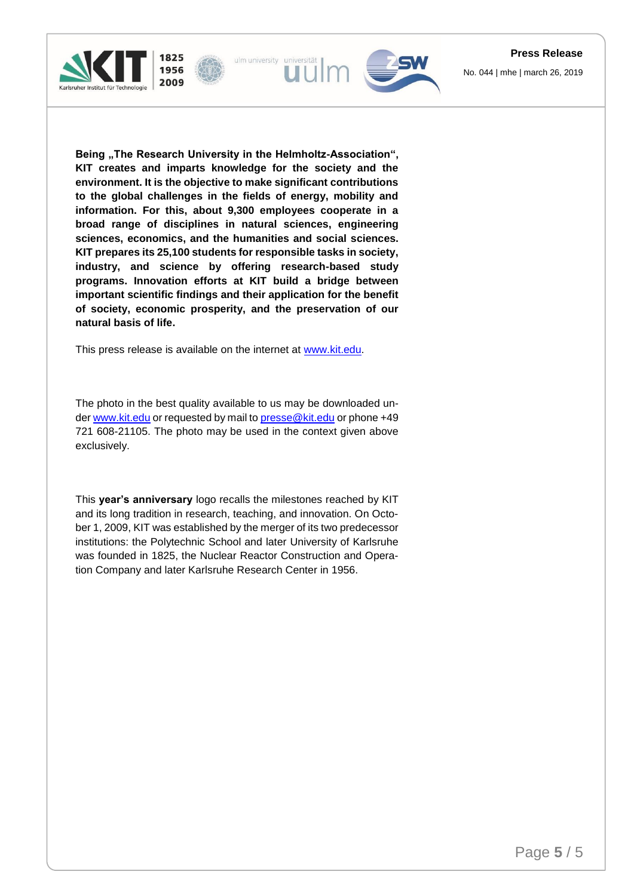**Being „The Research University in the Helmholtz-Association", KIT creates and imparts knowledge for the society and the environment. It is the objective to make significant contributions to the global challenges in the fields of energy, mobility and information. For this, about 9,300 employees cooperate in a broad range of disciplines in natural sciences, engineering sciences, economics, and the humanities and social sciences. KIT prepares its 25,100 students for responsible tasks in society, industry, and science by offering research-based study programs. Innovation efforts at KIT build a bridge between important scientific findings and their application for the benefit of society, economic prosperity, and the preservation of our natural basis of life.**

This press release is available on the internet at www.kit.edu.

The photo in the best quality available to us may be downloaded under www.kit.edu or requested by mail to presse@kit.edu or phone +49 721 608-21105. The photo may be used in the context given above exclusively.

This **year's anniversary** logo recalls the milestones reached by KIT and its long tradition in research, teaching, and innovation. On October 1, 2009, KIT was established by the merger of its two predecessor institutions: the Polytechnic School and later University of Karlsruhe was founded in 1825, the Nuclear Reactor Construction and Operation Company and later Karlsruhe Research Center in 1956.